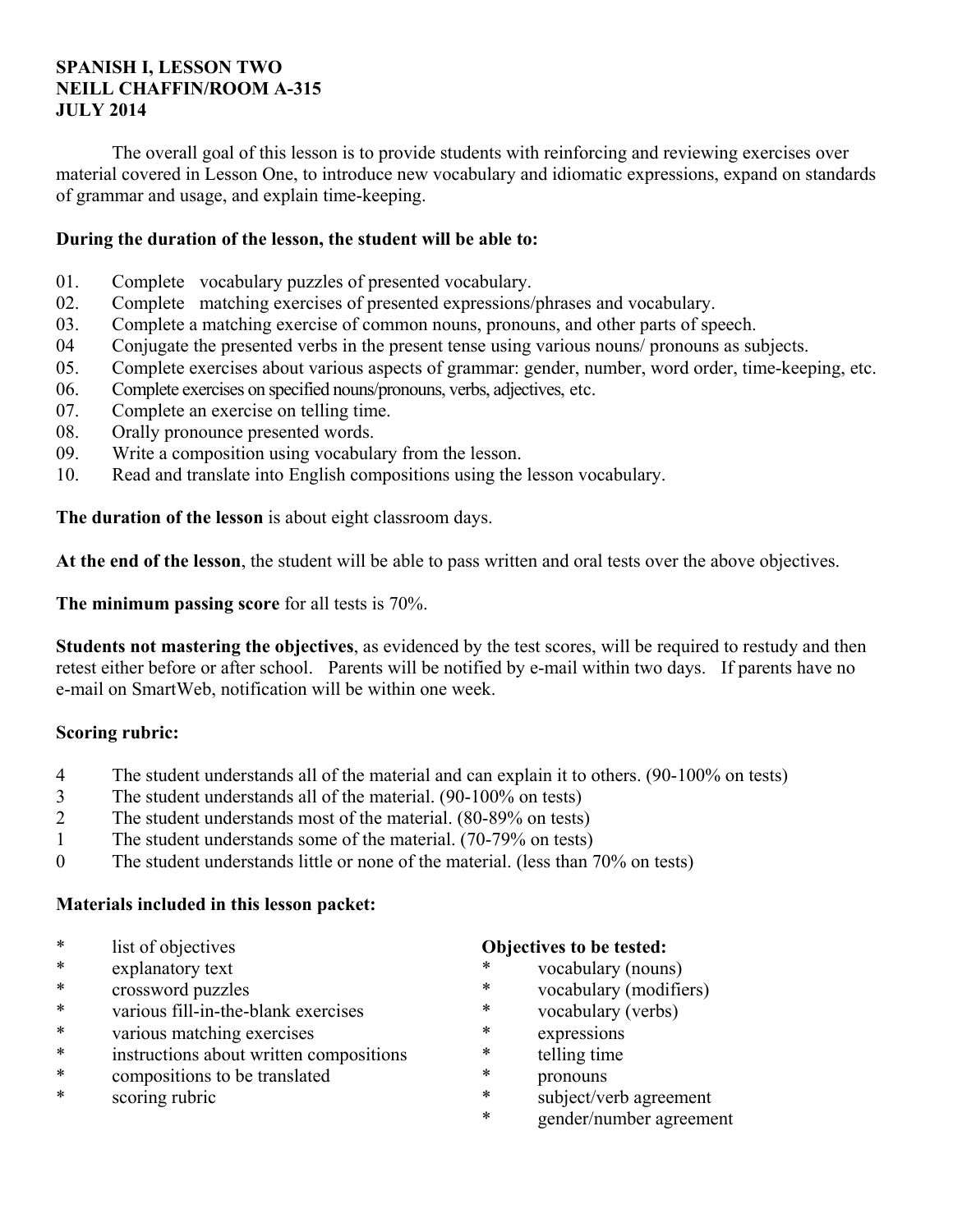**SPANISH I, LESSON TWO**
**NEILL CHAFFIN/ROOM A-315**
**JULY 2014**

The overall goal of this lesson is to provide students with reinforcing and reviewing exercises over material covered in Lesson One, to introduce new vocabulary and idiomatic expressions, expand on standards of grammar and usage, and explain time-keeping.

**During the duration of the lesson, the student will be able to:**

01. Complete vocabulary puzzles of presented vocabulary.
02. Complete matching exercises of presented expressions/phrases and vocabulary.
03. Complete a matching exercise of common nouns, pronouns, and other parts of speech.
04 Conjugate the presented verbs in the present tense using various nouns/ pronouns as subjects.
05. Complete exercises about various aspects of grammar: gender, number, word order, time-keeping, etc.
06. Complete exercises on specified nouns/pronouns, verbs, adjectives, etc.
07. Complete an exercise on telling time.
08. Orally pronounce presented words.
09. Write a composition using vocabulary from the lesson.
10. Read and translate into English compositions using the lesson vocabulary.

**The duration of the lesson** is about eight classroom days.

**At the end of the lesson**, the student will be able to pass written and oral tests over the above objectives.

**The minimum passing score** for all tests is 70%.

**Students not mastering the objectives**, as evidenced by the test scores, will be required to restudy and then retest either before or after school. Parents will be notified by e-mail within two days. If parents have no e-mail on SmartWeb, notification will be within one week.

**Scoring rubric:**

4 The student understands all of the material and can explain it to others. (90-100% on tests)
3 The student understands all of the material. (90-100% on tests)
2 The student understands most of the material. (80-89% on tests)
1 The student understands some of the material. (70-79% on tests)
0 The student understands little or none of the material. (less than 70% on tests)

**Materials included in this lesson packet:**

* list of objectives
* explanatory text
* crossword puzzles
* various fill-in-the-blank exercises
* various matching exercises
* instructions about written compositions
* compositions to be translated
* scoring rubric

**Objectives to be tested:**

* vocabulary (nouns)
* vocabulary (modifiers)
* vocabulary (verbs)
* expressions
* telling time
* pronouns
* subject/verb agreement
* gender/number agreement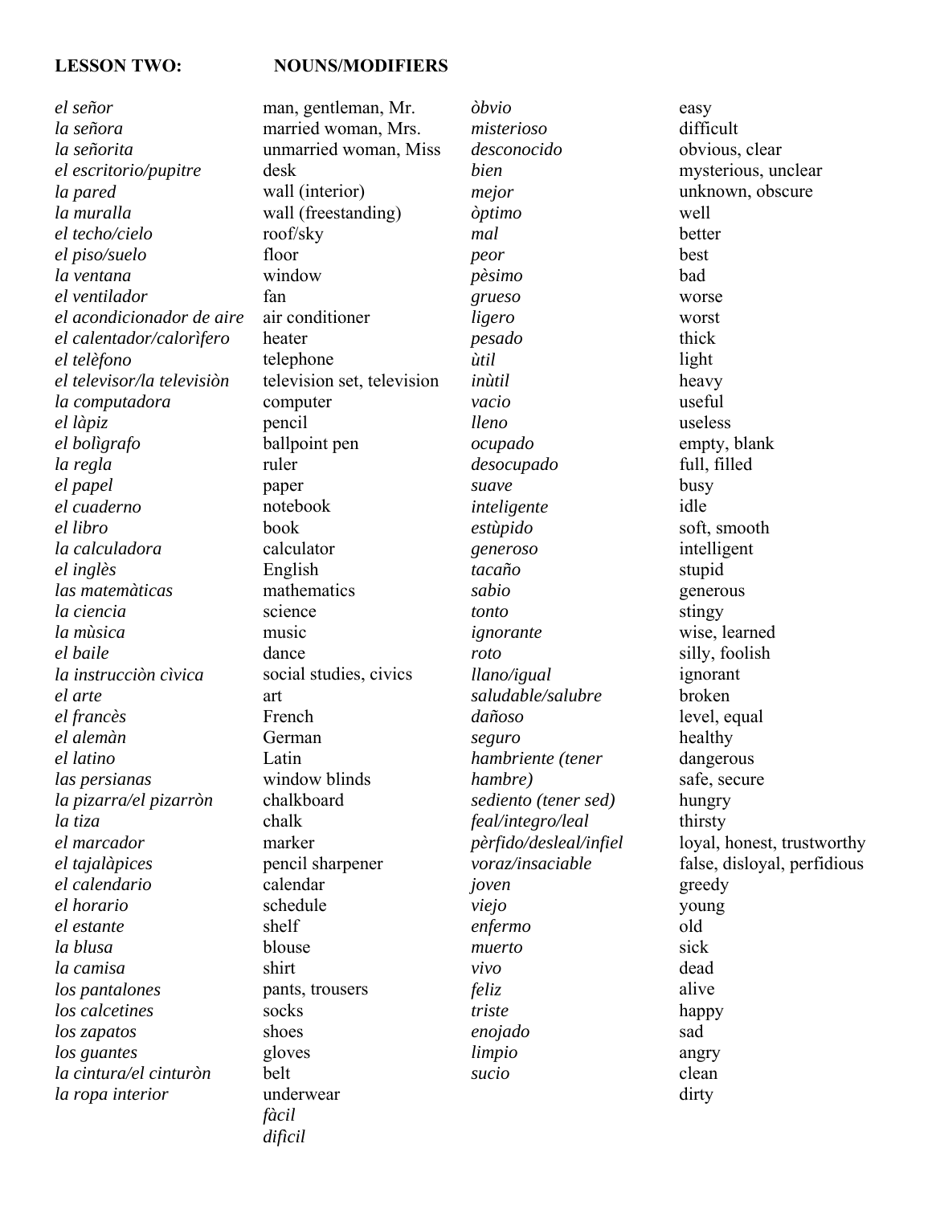**LESSON TWO: NOUNS/MODIFIERS**

| | | | |
|---|---|---|---|
| *el señor* | man, gentleman, Mr. | *òbvio* | easy |
| *la señora* | married woman, Mrs. | *misterioso* | difficult |
| *la señorita* | unmarried woman, Miss | *desconocido* | obvious, clear |
| *el escritorio/pupitre* | desk | *bien* | mysterious, unclear |
| *la pared* | wall (interior) | *mejor* | unknown, obscure |
| *la muralla* | wall (freestanding) | *òptimo* | well |
| *el techo/cielo* | roof/sky | *mal* | better |
| *el piso/suelo* | floor | *peor* | best |
| *la ventana* | window | *pèsimo* | bad |
| *el ventilador* | fan | *grueso* | worse |
| *el acondicionador de aire* | air conditioner | *ligero* | worst |
| *el calentador/calorìfero* | heater | *pesado* | thick |
| *el telèfono* | telephone | *ùtil* | light |
| *el televisor/la televisiòn* | television set, television | *inùtil* | heavy |
| *la computadora* | computer | *vacio* | useful |
| *el làpiz* | pencil | *lleno* | useless |
| *el bolìgrafo* | ballpoint pen | *ocupado* | empty, blank |
| *la regla* | ruler | *desocupado* | full, filled |
| *el papel* | paper | *suave* | busy |
| *el cuaderno* | notebook | *inteligente* | idle |
| *el libro* | book | *estùpido* | soft, smooth |
| *la calculadora* | calculator | *generoso* | intelligent |
| *el inglès* | English | *tacaño* | stupid |
| *las matemàticas* | mathematics | *sabio* | generous |
| *la ciencia* | science | *tonto* | stingy |
| *la mùsica* | music | *ignorante* | wise, learned |
| *el baile* | dance | *roto* | silly, foolish |
| *la instrucciòn cìvica* | social studies, civics | *llano/igual* | ignorant |
| *el arte* | art | *saludable/salubre* | broken |
| *el francès* | French | *dañoso* | level, equal |
| *el alemàn* | German | *seguro* | healthy |
| *el latino* | Latin | *hambriente (tener* | dangerous |
| *las persianas* | window blinds | *hambre)* | safe, secure |
| *la pizarra/el pizarròn* | chalkboard | *sediento (tener sed)* | hungry |
| *la tiza* | chalk | *feal/integro/leal* | thirsty |
| *el marcador* | marker | *pèrfido/desleal/infiel* | loyal, honest, trustworthy |
| *el tajalàpices* | pencil sharpener | *voraz/insaciable* | false, disloyal, perfidious |
| *el calendario* | calendar | *joven* | greedy |
| *el horario* | schedule | *viejo* | young |
| *el estante* | shelf | *enfermo* | old |
| *la blusa* | blouse | *muerto* | sick |
| *la camisa* | shirt | *vivo* | dead |
| *los pantalones* | pants, trousers | *feliz* | alive |
| *los calcetines* | socks | *triste* | happy |
| *los zapatos* | shoes | *enojado* | sad |
| *los guantes* | gloves | *limpio* | angry |
| *la cintura/el cinturòn* | belt | *sucio* | clean |
| *la ropa interior* | underwear | | dirty |
| | *fàcil* | | |
| | *dificil* | | |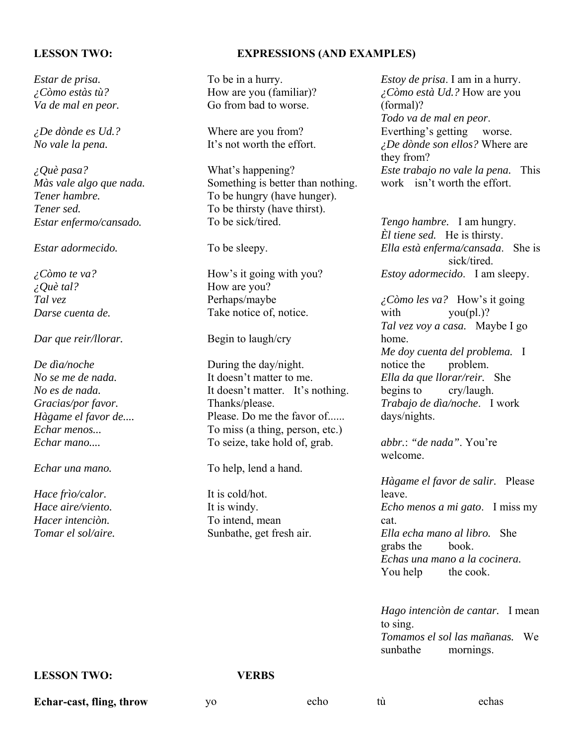**LESSON TWO:** **EXPRESSIONS (AND EXAMPLES)**

| Expression | Meaning | Example |
|---|---|---|
| *Estar de prisa.* | To be in a hurry. | *Estoy de prisa*. I am in a hurry. |
| *¿Còmo estàs tù?* | How are you (familiar)? | *¿Còmo està Ud.?* How are you (formal)? |
| *Va de mal en peor.* | Go from bad to worse. | *Todo va de mal en peor*. Everthing's getting worse. |
| *¿De dònde es Ud.?* | Where are you from? | *¿De dònde son ellos?* Where are they from? |
| *No vale la pena.* | It's not worth the effort. | *Este trabajo no vale la pena.* This work isn't worth the effort. |
| *¿Què pasa?* | What's happening? | |
| *Màs vale algo que nada.* | Something is better than nothing. | |
| *Tener hambre.* | To be hungry (have hunger). | *Tengo hambre.* I am hungry. |
| *Tener sed.* | To be thirsty (have thirst). | *Èl tiene sed.* He is thirsty. |
| *Estar enfermo/cansado.* | To be sick/tired. | *Ella està enferma/cansada*. She is sick/tired. |
| *Estar adormecido.* | To be sleepy. | *Estoy adormecido*. I am sleepy. |
| *¿Còmo te va?* | How's it going with you? | *¿Còmo les va?* How's it going with you(pl.)? |
| *¿Què tal?* | How are you? | |
| *Tal vez* | Perhaps/maybe | *Tal vez voy a casa.* Maybe I go home. |
| *Darse cuenta de.* | Take notice of, notice. | *Me doy cuenta del problema.* I notice the problem. |
| *Dar que reir/llorar.* | Begin to laugh/cry | *Ella da que llorar/reir.* She begins to cry/laugh. |
| *De dìa/noche* | During the day/night. | *Trabajo de dìa/noche*. I work days/nights. |
| *No se me de nada.* | It doesn't matter to me. | |
| *No es de nada.* | It doesn't matter. It's nothing. | abbr.: *"de nada"*. You're welcome. |
| *Gracias/por favor.* | Thanks/please. | |
| *Hàgame el favor de....* | Please. Do me the favor of...... | *Hàgame el favor de salir.* Please leave. |
| *Echar menos...* | To miss (a thing, person, etc.) | *Echo menos a mi gato*. I miss my cat. |
| *Echar mano....* | To seize, take hold of, grab. | *Ella echa mano al libro.* She grabs the book. |
| *Echar una mano.* | To help, lend a hand. | *Echas una mano a la cocinera.* You help the cook. |
| *Hace frìo/calor.* | It is cold/hot. | |
| *Hace aire/viento.* | It is windy. | |
| *Hacer intenciòn.* | To intend, mean | *Hago intenciòn de cantar.* I mean to sing. |
| *Tomar el sol/aire.* | Sunbathe, get fresh air. | *Tomamos el sol las mañanas.* We sunbathe mornings. |

**LESSON TWO:** **VERBS**

**Echar-cast, fling, throw** yo echo tù echas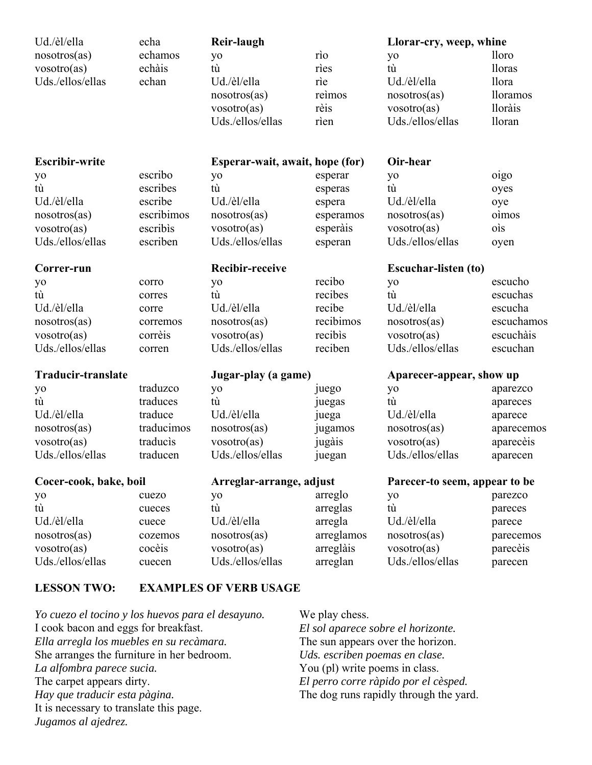| | |
|---|---|
| Ud./èl/ella | echa |
| nosotros(as) | echamos |
| vosotro(as) | echàis |
| Uds./ellos/ellas | echan |

**Reir-laugh**

| | |
|---|---|
| yo | rìo |
| tù | rìes |
| Ud./èl/ella | rìe |
| nosotros(as) | reìmos |
| vosotro(as) | rèis |
| Uds./ellos/ellas | rìen |

**Llorar-cry, weep, whine**

| | |
|---|---|
| yo | lloro |
| tù | lloras |
| Ud./èl/ella | llora |
| nosotros(as) | lloramos |
| vosotro(as) | lloràis |
| Uds./ellos/ellas | lloran |

**Escribir-write**

| | |
|---|---|
| yo | escribo |
| tù | escribes |
| Ud./èl/ella | escribe |
| nosotros(as) | escribimos |
| vosotro(as) | escribìs |
| Uds./ellos/ellas | escriben |

**Esperar-wait, await, hope (for)**

| | |
|---|---|
| yo | esperar |
| tù | esperas |
| Ud./èl/ella | espera |
| nosotros(as) | esperamos |
| vosotro(as) | esperàis |
| Uds./ellos/ellas | esperan |

**Oir-hear**

| | |
|---|---|
| yo | oigo |
| tù | oyes |
| Ud./èl/ella | oye |
| nosotros(as) | oìmos |
| vosotro(as) | oìs |
| Uds./ellos/ellas | oyen |

**Correr-run**

| | |
|---|---|
| yo | corro |
| tù | corres |
| Ud./èl/ella | corre |
| nosotros(as) | corremos |
| vosotro(as) | corrèis |
| Uds./ellos/ellas | corren |

**Recibir-receive**

| | |
|---|---|
| yo | recibo |
| tù | recibes |
| Ud./èl/ella | recibe |
| nosotros(as) | recibimos |
| vosotro(as) | recibìs |
| Uds./ellos/ellas | reciben |

**Escuchar-listen (to)**

| | |
|---|---|
| yo | escucho |
| tù | escuchas |
| Ud./èl/ella | escucha |
| nosotros(as) | escuchamos |
| vosotro(as) | escuchàis |
| Uds./ellos/ellas | escuchan |

**Traducir-translate**

| | |
|---|---|
| yo | traduzco |
| tù | traduces |
| Ud./èl/ella | traduce |
| nosotros(as) | traducimos |
| vosotro(as) | traducìs |
| Uds./ellos/ellas | traducen |

**Jugar-play (a game)**

| | |
|---|---|
| yo | juego |
| tù | juegas |
| Ud./èl/ella | juega |
| nosotros(as) | jugamos |
| vosotro(as) | jugàis |
| Uds./ellos/ellas | juegan |

**Aparecer-appear, show up**

| | |
|---|---|
| yo | aparezco |
| tù | apareces |
| Ud./èl/ella | aparece |
| nosotros(as) | aparecemos |
| vosotro(as) | aparecèis |
| Uds./ellos/ellas | aparecen |

**Cocer-cook, bake, boil**

| | |
|---|---|
| yo | cuezo |
| tù | cueces |
| Ud./èl/ella | cuece |
| nosotros(as) | cozemos |
| vosotro(as) | cocèis |
| Uds./ellos/ellas | cuecen |

**Arreglar-arrange, adjust**

| | |
|---|---|
| yo | arreglo |
| tù | arreglas |
| Ud./èl/ella | arregla |
| nosotros(as) | arreglamos |
| vosotro(as) | arreglàis |
| Uds./ellos/ellas | arreglan |

**Parecer-to seem, appear to be**

| | |
|---|---|
| yo | parezco |
| tù | pareces |
| Ud./èl/ella | parece |
| nosotros(as) | parecemos |
| vosotro(as) | parecèis |
| Uds./ellos/ellas | parecen |

## LESSON TWO: EXAMPLES OF VERB USAGE

*Yo cuezo el tocino y los huevos para el desayuno.*
I cook bacon and eggs for breakfast.
*Ella arregla los muebles en su recàmara.*
She arranges the furniture in her bedroom.
*La alfombra parece sucia.*
The carpet appears dirty.
*Hay que traducir esta pàgina.*
It is necessary to translate this page.
*Jugamos al ajedrez.*
We play chess.
*El sol aparece sobre el horizonte.*
The sun appears over the horizon.
*Uds. escriben poemas en clase.*
You (pl) write poems in class.
*El perro corre ràpido por el cèsped.*
The dog runs rapidly through the yard.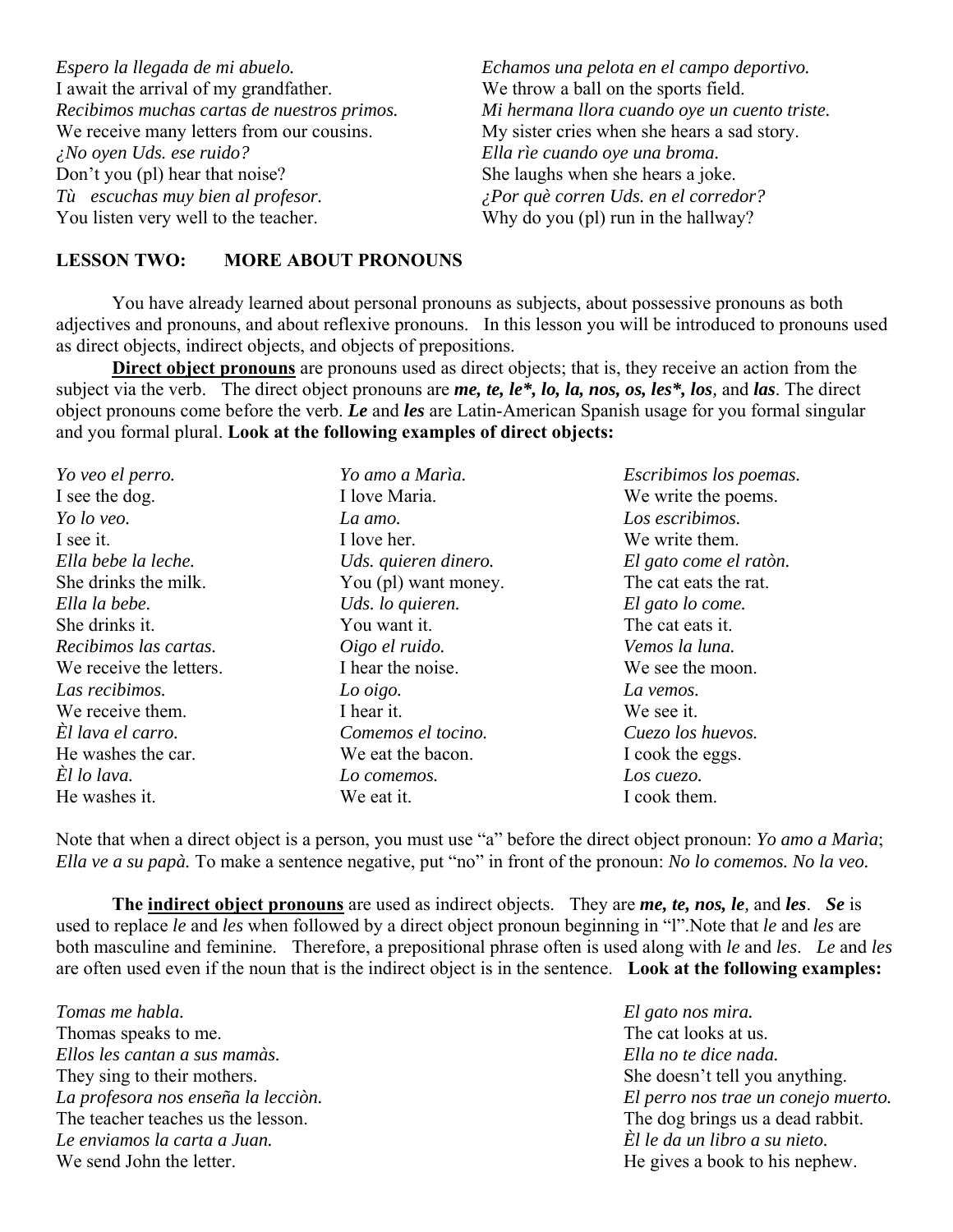*Espero la llegada de mi abuelo.*
I await the arrival of my grandfather.
*Recibimos muchas cartas de nuestros primos.*
We receive many letters from our cousins.
*¿No oyen Uds. ese ruido?*
Don't you (pl) hear that noise?
*Tù escuchas muy bien al profesor.*
You listen very well to the teacher.

*Echamos una pelota en el campo deportivo.*
We throw a ball on the sports field.
*Mi hermana llora cuando oye un cuento triste.*
My sister cries when she hears a sad story.
*Ella rìe cuando oye una broma.*
She laughs when she hears a joke.
*¿Por què corren Uds. en el corredor?*
Why do you (pl) run in the hallway?

## LESSON TWO: MORE ABOUT PRONOUNS

You have already learned about personal pronouns as subjects, about possessive pronouns as both adjectives and pronouns, and about reflexive pronouns. In this lesson you will be introduced to pronouns used as direct objects, indirect objects, and objects of prepositions.

**Direct object pronouns** are pronouns used as direct objects; that is, they receive an action from the subject via the verb. The direct object pronouns are ***me, te, le*, lo, la, nos, os, les*, los***, and ***las***. The direct object pronouns come before the verb. ***Le*** and ***les*** are Latin-American Spanish usage for you formal singular and you formal plural. **Look at the following examples of direct objects:**

*Yo veo el perro.*
I see the dog.
*Yo lo veo.*
I see it.
*Ella bebe la leche.*
She drinks the milk.
*Ella la bebe.*
She drinks it.
*Recibimos las cartas.*
We receive the letters.
*Las recibimos.*
We receive them.
*Èl lava el carro.*
He washes the car.
*Èl lo lava.*
He washes it.

*Yo amo a Marìa.*
I love Maria.
*La amo.*
I love her.
*Uds. quieren dinero.*
You (pl) want money.
*Uds. lo quieren.*
You want it.
*Oigo el ruido.*
I hear the noise.
*Lo oigo.*
I hear it.
*Comemos el tocino.*
We eat the bacon.
*Lo comemos.*
We eat it.

*Escribimos los poemas.*
We write the poems.
*Los escribimos.*
We write them.
*El gato come el ratòn.*
The cat eats the rat.
*El gato lo come.*
The cat eats it.
*Vemos la luna.*
We see the moon.
*La vemos.*
We see it.
*Cuezo los huevos.*
I cook the eggs.
*Los cuezo.*
I cook them.

Note that when a direct object is a person, you must use "a" before the direct object pronoun: *Yo amo a Marìa*; *Ella ve a su papà.* To make a sentence negative, put "no" in front of the pronoun: *No lo comemos. No la veo.*

**The indirect object pronouns** are used as indirect objects. They are ***me, te, nos, le***, and ***les***. ***Se*** is used to replace *le* and *les* when followed by a direct object pronoun beginning in "l".Note that *le* and *les* are both masculine and feminine. Therefore, a prepositional phrase often is used along with *le* and *les*. *Le* and *les* are often used even if the noun that is the indirect object is in the sentence. **Look at the following examples:**

*Tomas me habla.*
Thomas speaks to me.
*Ellos les cantan a sus mamàs.*
They sing to their mothers.
*La profesora nos enseña la lecciòn.*
The teacher teaches us the lesson.
*Le enviamos la carta a Juan.*
We send John the letter.

*El gato nos mira.*
The cat looks at us.
*Ella no te dice nada.*
She doesn't tell you anything.
*El perro nos trae un conejo muerto.*
The dog brings us a dead rabbit.
*Èl le da un libro a su nieto.*
He gives a book to his nephew.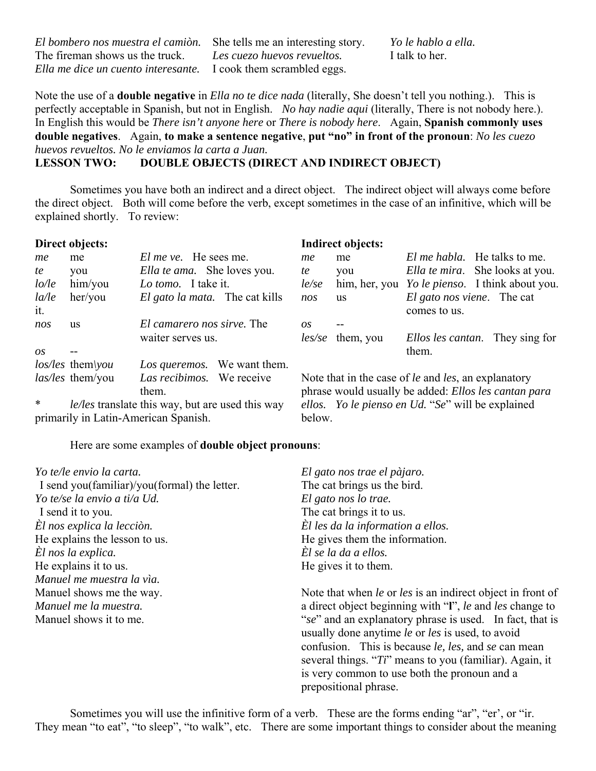*El bombero nos muestra el camiòn.*
The fireman shows us the truck.
*Ella me dice un cuento interesante.*
She tells me an interesting story.
*Les cuezo huevos revueltos.*
I cook them scrambled eggs.
*Yo le hablo a ella.*
I talk to her.

Note the use of a **double negative** in *Ella no te dice nada* (literally, She doesn't tell you nothing.). This is perfectly acceptable in Spanish, but not in English. *No hay nadie aqui* (literally, There is not nobody here.). In English this would be *There isn't anyone here* or *There is nobody here*. Again, **Spanish commonly uses double negatives**. Again, **to make a sentence negative**, **put "no" in front of the pronoun**: *No les cuezo huevos revueltos. No le enviamos la carta a Juan.*

## LESSON TWO: DOUBLE OBJECTS (DIRECT AND INDIRECT OBJECT)

Sometimes you have both an indirect and a direct object. The indirect object will always come before the direct object. Both will come before the verb, except sometimes in the case of an infinitive, which will be explained shortly. To review:

**Direct objects:**

| | | |
|---|---|---|
| *me* | me | *El me ve.* He sees me. |
| *te* | you | *Ella te ama.* She loves you. |
| *lo/le* | him/you | *Lo tomo.* I take it. |
| *la/le* | her/you it. | *El gato la mata.* The cat kills |
| *nos* | us | *El camarero nos sirve.* The waiter serves us. |
| *os* | -- | |
| *los/les* | them\you | *Los queremos.* We want them. |
| *las/les* | them/you | *Las recibimos.* We receive them. |

\* *le/les* translate this way, but are used this way primarily in Latin-American Spanish.

**Indirect objects:**

| | | |
|---|---|---|
| *me* | me | *El me habla.* He talks to me. |
| *te* | you | *Ella te mira.* She looks at you. |
| *le/se* | him, her, you | *Yo le pienso.* I think about you. |
| *nos* | us | *El gato nos viene.* The cat comes to us. |
| *os* | -- | |
| *les/se* | them, you | *Ellos les cantan.* They sing for them. |

Note that in the case of *le* and *les*, an explanatory phrase would usually be added: *Ellos les cantan para ellos. Yo le pienso en Ud.* "*Se*" will be explained below.

Here are some examples of **double object pronouns**:

*Yo te/le envio la carta.*
I send you(familiar)/you(formal) the letter.
*Yo te/se la envio a ti/a Ud.*
I send it to you.
*Èl nos explica la lecciòn.*
He explains the lesson to us.
*Èl nos la explica.*
He explains it to us.
*Manuel me muestra la vìa.*
Manuel shows me the way.
*Manuel me la muestra.*
Manuel shows it to me.

*El gato nos trae el pàjaro.*
The cat brings us the bird.
*El gato nos lo trae.*
The cat brings it to us.
*Èl les da la information a ellos.*
He gives them the information.
*Èl se la da a ellos.*
He gives it to them.

Note that when *le* or *les* is an indirect object in front of a direct object beginning with "**l**", *le* and *les* change to "*se*" and an explanatory phrase is used. In fact, that is usually done anytime *le* or *les* is used, to avoid confusion. This is because *le, les,* and *se* can mean several things. "*Ti*" means to you (familiar). Again, it is very common to use both the pronoun and a prepositional phrase.

Sometimes you will use the infinitive form of a verb. These are the forms ending "ar", "er', or "ir. They mean "to eat", "to sleep", "to walk", etc. There are some important things to consider about the meaning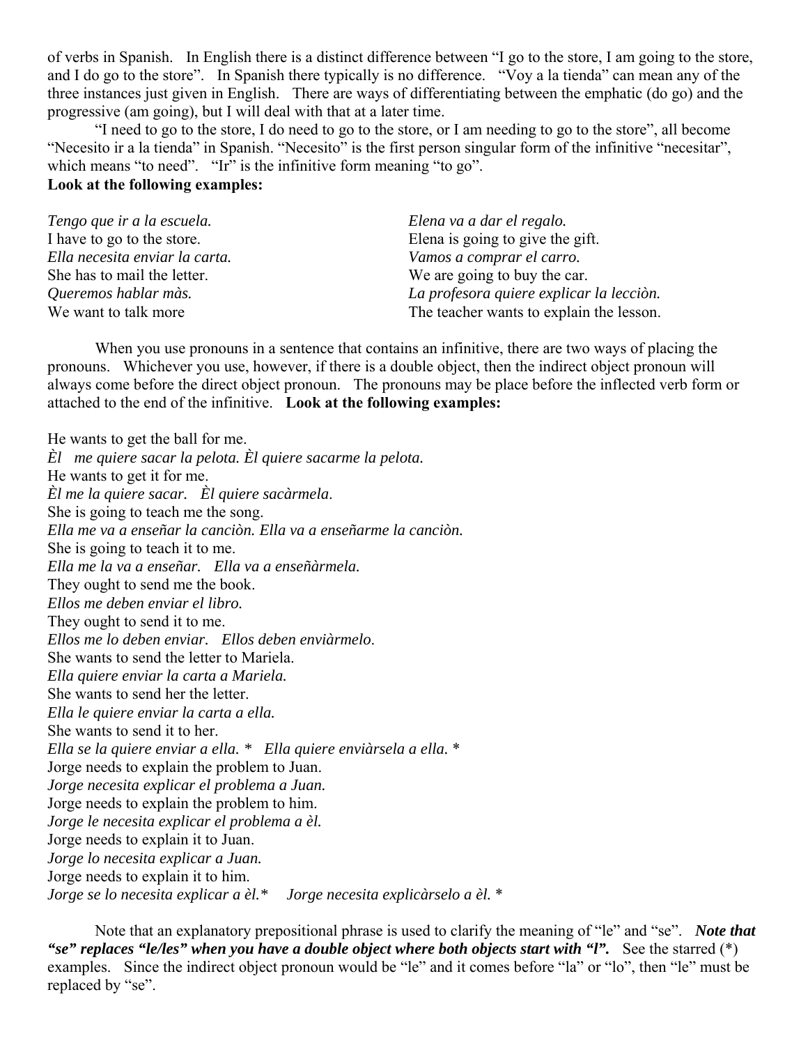of verbs in Spanish. In English there is a distinct difference between "I go to the store, I am going to the store, and I do go to the store". In Spanish there typically is no difference. "Voy a la tienda" can mean any of the three instances just given in English. There are ways of differentiating between the emphatic (do go) and the progressive (am going), but I will deal with that at a later time.

"I need to go to the store, I do need to go to the store, or I am needing to go to the store", all become "Necesito ir a la tienda" in Spanish. "Necesito" is the first person singular form of the infinitive "necesitar", which means "to need". "Ir" is the infinitive form meaning "to go".

**Look at the following examples:**

*Tengo que ir a la escuela.*
I have to go to the store.
*Ella necesita enviar la carta.*
She has to mail the letter.
*Queremos hablar màs.*
We want to talk more

*Elena va a dar el regalo.*
Elena is going to give the gift.
*Vamos a comprar el carro.*
We are going to buy the car.
*La profesora quiere explicar la lecciòn.*
The teacher wants to explain the lesson.

When you use pronouns in a sentence that contains an infinitive, there are two ways of placing the pronouns. Whichever you use, however, if there is a double object, then the indirect object pronoun will always come before the direct object pronoun. The pronouns may be place before the inflected verb form or attached to the end of the infinitive. **Look at the following examples:**

He wants to get the ball for me.
*Èl me quiere sacar la pelota. Èl quiere sacarme la pelota.*
He wants to get it for me.
*Èl me la quiere sacar. Èl quiere sacàrmela.*
She is going to teach me the song.
*Ella me va a enseñar la canciòn. Ella va a enseñarme la canciòn.*
She is going to teach it to me.
*Ella me la va a enseñar. Ella va a enseñàrmela.*
They ought to send me the book.
*Ellos me deben enviar el libro.*
They ought to send it to me.
*Ellos me lo deben enviar. Ellos deben enviàrmelo.*
She wants to send the letter to Mariela.
*Ella quiere enviar la carta a Mariela.*
She wants to send her the letter.
*Ella le quiere enviar la carta a ella.*
She wants to send it to her.
*Ella se la quiere enviar a ella. * Ella quiere enviàrsela a ella. **
Jorge needs to explain the problem to Juan.
*Jorge necesita explicar el problema a Juan.*
Jorge needs to explain the problem to him.
*Jorge le necesita explicar el problema a èl.*
Jorge needs to explain it to Juan.
*Jorge lo necesita explicar a Juan.*
Jorge needs to explain it to him.
*Jorge se lo necesita explicar a èl.* Jorge necesita explicàrselo a èl. **

Note that an explanatory prepositional phrase is used to clarify the meaning of "le" and "se". ***Note that "se" replaces "le/les" when you have a double object where both objects start with "l".*** See the starred (*) examples. Since the indirect object pronoun would be "le" and it comes before "la" or "lo", then "le" must be replaced by "se".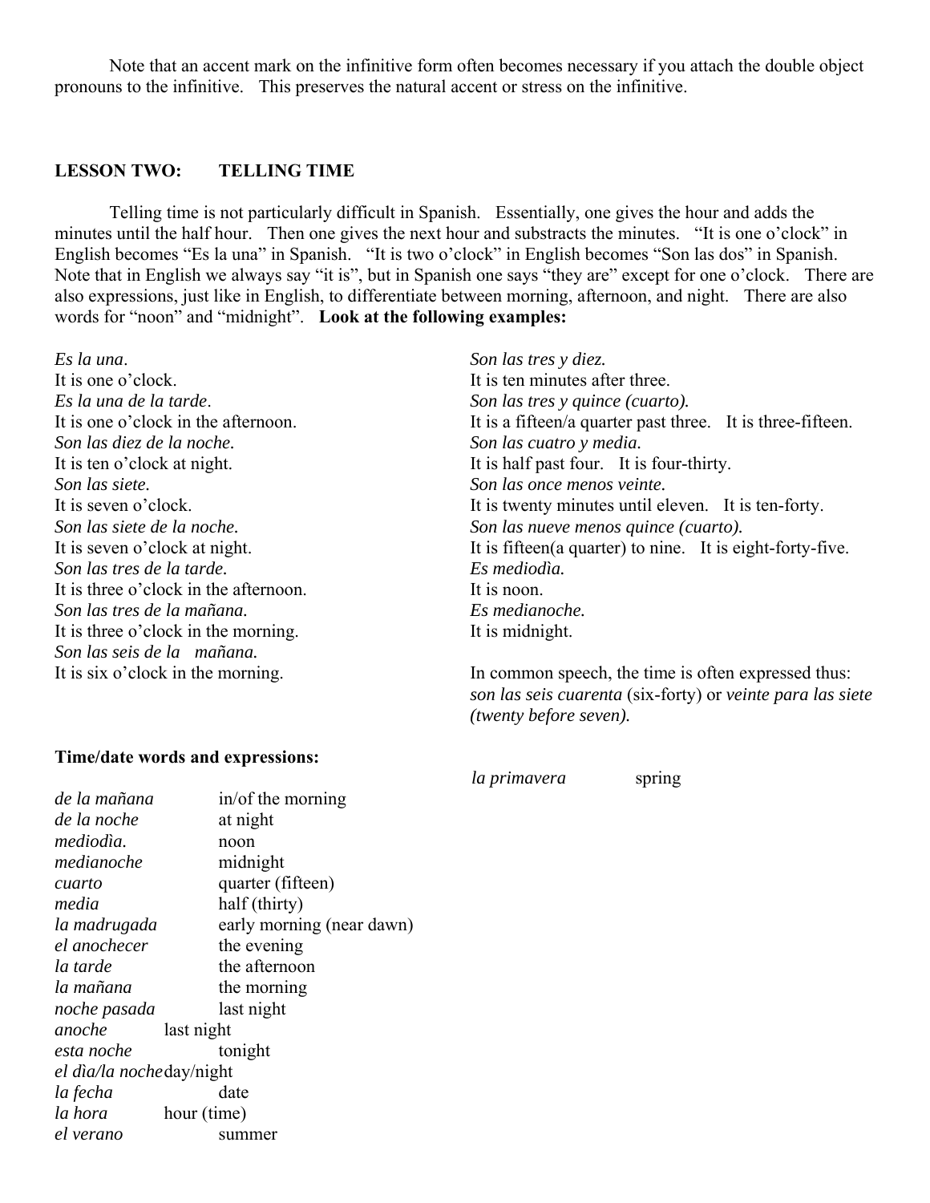Note that an accent mark on the infinitive form often becomes necessary if you attach the double object pronouns to the infinitive. This preserves the natural accent or stress on the infinitive.

## LESSON TWO: TELLING TIME

Telling time is not particularly difficult in Spanish. Essentially, one gives the hour and adds the minutes until the half hour. Then one gives the next hour and substracts the minutes. "It is one o'clock" in English becomes "Es la una" in Spanish. "It is two o'clock" in English becomes "Son las dos" in Spanish. Note that in English we always say "it is", but in Spanish one says "they are" except for one o'clock. There are also expressions, just like in English, to differentiate between morning, afternoon, and night. There are also words for "noon" and "midnight". **Look at the following examples:**

*Es la una*.
It is one o'clock.
*Es la una de la tarde*.
It is one o'clock in the afternoon.
*Son las diez de la noche.*
It is ten o'clock at night.
*Son las siete.*
It is seven o'clock.
*Son las siete de la noche.*
It is seven o'clock at night.
*Son las tres de la tarde.*
It is three o'clock in the afternoon.
*Son las tres de la mañana.*
It is three o'clock in the morning.
*Son las seis de la mañana.*
It is six o'clock in the morning.

*Son las tres y diez.*
It is ten minutes after three.
*Son las tres y quince (cuarto).*
It is a fifteen/a quarter past three. It is three-fifteen.
*Son las cuatro y media.*
It is half past four. It is four-thirty.
*Son las once menos veinte.*
It is twenty minutes until eleven. It is ten-forty.
*Son las nueve menos quince (cuarto).*
It is fifteen(a quarter) to nine. It is eight-forty-five.
*Es mediodìa.*
It is noon.
*Es medianoche.*
It is midnight.

In common speech, the time is often expressed thus: *son las seis cuarenta* (six-forty) or *veinte para las siete (twenty before seven).*

**Time/date words and expressions:**

| | |
|---|---|
| *de la mañana* | in/of the morning |
| *de la noche* | at night |
| *mediodìa.* | noon |
| *medianoche* | midnight |
| *cuarto* | quarter (fifteen) |
| *media* | half (thirty) |
| *la madrugada* | early morning (near dawn) |
| *el anochecer* | the evening |
| *la tarde* | the afternoon |
| *la mañana* | the morning |
| *noche pasada* | last night |
| *anoche* | last night |
| *esta noche* | tonight |
| *el dìa/la noche* | day/night |
| *la fecha* | date |
| *la hora* | hour (time) |
| *el verano* | summer |
| *la primavera* | spring |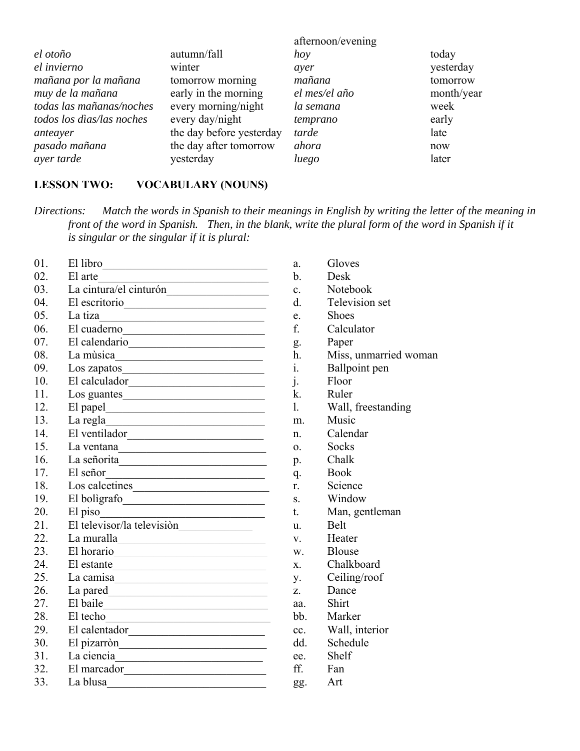|  |  | afternoon/evening |  |
|---|---|---|---|
| *el otoño* | autumn/fall | *hoy* | today |
| *el invierno* | winter | *ayer* | yesterday |
| *mañana por la mañana* | tomorrow morning | *mañana* | tomorrow |
| *muy de la mañana* | early in the morning | *el mes/el año* | month/year |
| *todas las mañanas/noches* | every morning/night | *la semana* | week |
| *todos los dìas/las noches* | every day/night | *temprano* | early |
| *anteayer* | the day before yesterday | *tarde* | late |
| *pasado mañana* | the day after tomorrow | *ahora* | now |
| *ayer tarde* | yesterday | *luego* | later |

**LESSON TWO: VOCABULARY (NOUNS)**

*Directions: Match the words in Spanish to their meanings in English by writing the letter of the meaning in front of the word in Spanish. Then, in the blank, write the plural form of the word in Spanish if it is singular or the singular if it is plural:*

| | | | |
|---|---|---|---|
| 01. | El libro______________________________ | a. | Gloves |
| 02. | El arte______________________________ | b. | Desk |
| 03. | La cintura/el cinturón__________________ | c. | Notebook |
| 04. | El escritorio_________________________ | d. | Television set |
| 05. | La tiza_____________________________ | e. | Shoes |
| 06. | El cuaderno_________________________ | f. | Calculator |
| 07. | El calendario________________________ | g. | Paper |
| 08. | La mùsica__________________________ | h. | Miss, unmarried woman |
| 09. | Los zapatos_________________________ | i. | Ballpoint pen |
| 10. | El calculador________________________ | j. | Floor |
| 11. | Los guantes_________________________ | k. | Ruler |
| 12. | El papel____________________________ | l. | Wall, freestanding |
| 13. | La regla____________________________ | m. | Music |
| 14. | El ventilador________________________ | n. | Calendar |
| 15. | La ventana__________________________ | o. | Socks |
| 16. | La señorita__________________________ | p. | Chalk |
| 17. | El señor____________________________ | q. | Book |
| 18. | Los calcetines_______________________ | r. | Science |
| 19. | El boligrafo_________________________ | s. | Window |
| 20. | El piso_____________________________ | t. | Man, gentleman |
| 21. | El televisor/la televisiòn_____________ | u. | Belt |
| 22. | La muralla__________________________ | v. | Heater |
| 23. | El horario___________________________ | w. | Blouse |
| 24. | El estante___________________________ | x. | Chalkboard |
| 25. | La camisa___________________________ | y. | Ceiling/roof |
| 26. | La pared____________________________ | z. | Dance |
| 27. | El baile_____________________________ | aa. | Shirt |
| 28. | El techo_____________________________ | bb. | Marker |
| 29. | El calentador________________________ | cc. | Wall, interior |
| 30. | El pizarròn__________________________ | dd. | Schedule |
| 31. | La ciencia__________________________ | ee. | Shelf |
| 32. | El marcador_________________________ | ff. | Fan |
| 33. | La blusa____________________________ | gg. | Art |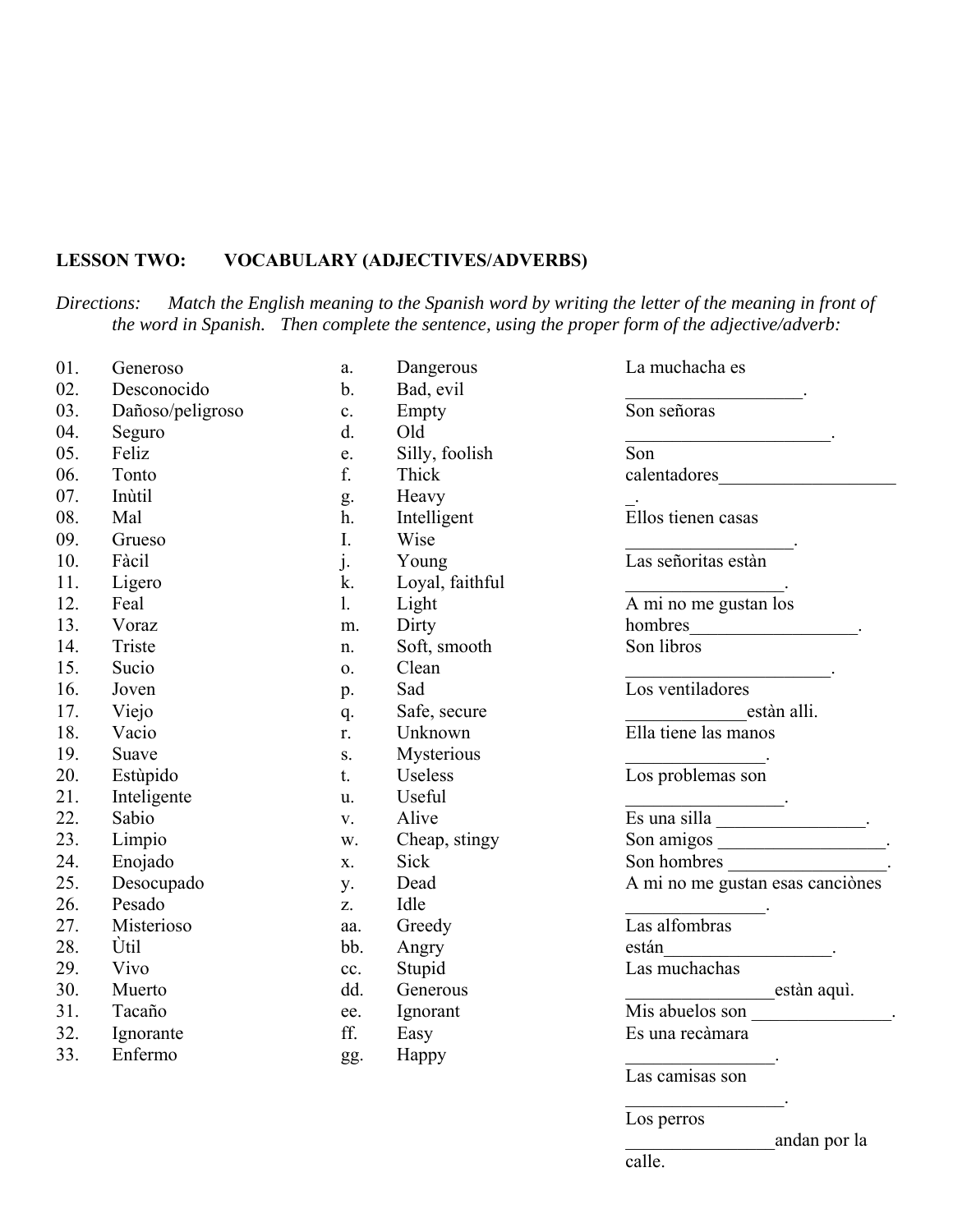**LESSON TWO: VOCABULARY (ADJECTIVES/ADVERBS)**

*Directions: Match the English meaning to the Spanish word by writing the letter of the meaning in front of the word in Spanish. Then complete the sentence, using the proper form of the adjective/adverb:*

| | | | | |
|---|---|---|---|---|
| 01. | Generoso | a. | Dangerous | La muchacha es ___________________. |
| 02. | Desconocido | b. | Bad, evil | Son señoras ______________________. |
| 03. | Dañoso/peligroso | c. | Empty | Son calentadores____________________. |
| 04. | Seguro | d. | Old | Ellos tienen casas __________________. |
| 05. | Feliz | e. | Silly, foolish | Las señoritas estàn _________________. |
| 06. | Tonto | f. | Thick | A mi no me gustan los hombres__________________. |
| 07. | Inùtil | g. | Heavy | Son libros ______________________. |
| 08. | Mal | h. | Intelligent | Los ventiladores _____________estàn alli. |
| 09. | Grueso | I. | Wise | Ella tiene las manos _______________. |
| 10. | Fàcil | j. | Young | Los problemas son _________________. |
| 11. | Ligero | k. | Loyal, faithful | Es una silla ________________. |
| 12. | Feal | l. | Light | Son amigos __________________. |
| 13. | Voraz | m. | Dirty | Son hombres _________________. |
| 14. | Triste | n. | Soft, smooth | A mi no me gustan esas canciònes _______________. |
| 15. | Sucio | o. | Clean | Las alfombras están__________________. |
| 16. | Joven | p. | Sad | Las muchachas ________________estàn aquì. |
| 17. | Viejo | q. | Safe, secure | Mis abuelos son _______________. |
| 18. | Vacio | r. | Unknown | Es una recàmara ________________. |
| 19. | Suave | s. | Mysterious | Las camisas son _________________. |
| 20. | Estùpido | t. | Useless | Los perros ________________andan por la calle. |
| 21. | Inteligente | u. | Useful | |
| 22. | Sabio | v. | Alive | |
| 23. | Limpio | w. | Cheap, stingy | |
| 24. | Enojado | x. | Sick | |
| 25. | Desocupado | y. | Dead | |
| 26. | Pesado | z. | Idle | |
| 27. | Misterioso | aa. | Greedy | |
| 28. | Ùtil | bb. | Angry | |
| 29. | Vivo | cc. | Stupid | |
| 30. | Muerto | dd. | Generous | |
| 31. | Tacaño | ee. | Ignorant | |
| 32. | Ignorante | ff. | Easy | |
| 33. | Enfermo | gg. | Happy | |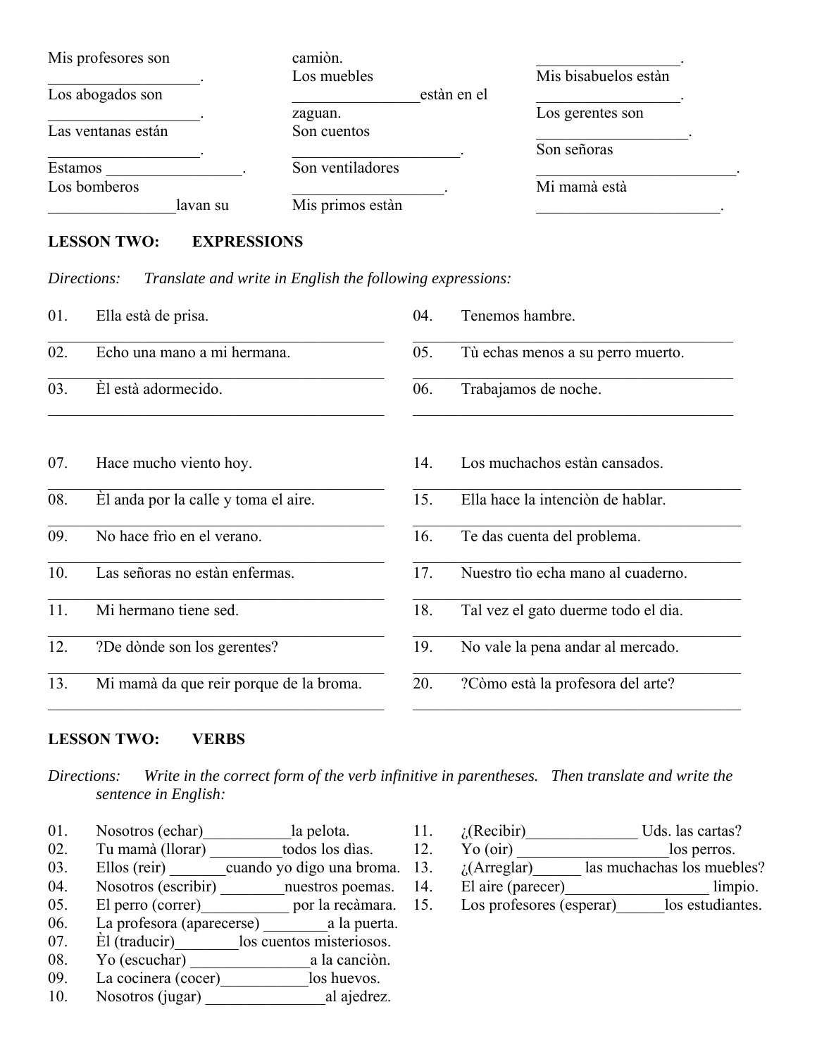Mis profesores son ___________________.
Los abogados son ___________________.
Las ventanas están ___________________.
Estamos _________________.
Los bomberos ________________lavan su camiòn.
Los muebles ________________estàn en el zaguan.
Son cuentos _____________________.
Son ventiladores ___________________.
Mis primos estàn __________________.
Mis bisabuelos estàn __________________.
Los gerentes son ___________________.
Son señoras _________________________.
Mi mamà està ________________________.

**LESSON TWO: EXPRESSIONS**

*Directions: Translate and write in English the following expressions:*

01. Ella està de prisa.
_____________________________________________

02. Echo una mano a mi hermana.
_____________________________________________

03. Èl està adormecido.
_____________________________________________

04. Tenemos hambre.
_____________________________________________

05. Tù echas menos a su perro muerto.
_____________________________________________

06. Trabajamos de noche.
_____________________________________________

07. Hace mucho viento hoy.
_____________________________________________

08. Èl anda por la calle y toma el aire.
_____________________________________________

09. No hace frìo en el verano.
_____________________________________________

10. Las señoras no estàn enfermas.
_____________________________________________

11. Mi hermano tiene sed.
_____________________________________________

12. ?De dònde son los gerentes?
_____________________________________________

13. Mi mamà da que reir porque de la broma.
_____________________________________________

14. Los muchachos estàn cansados.
_____________________________________________

15. Ella hace la intenciòn de hablar.
_____________________________________________

16. Te das cuenta del problema.
_____________________________________________

17. Nuestro tìo echa mano al cuaderno.
_____________________________________________

18. Tal vez el gato duerme todo el dia.
_____________________________________________

19. No vale la pena andar al mercado.
_____________________________________________

20. ?Còmo està la profesora del arte?
_____________________________________________

**LESSON TWO: VERBS**

*Directions: Write in the correct form of the verb infinitive in parentheses. Then translate and write the sentence in English:*

01. Nosotros (echar)___________la pelota.
02. Tu mamà (llorar) _________todos los dìas.
03. Ellos (reir) _______cuando yo digo una broma.
04. Nosotros (escribir) ________nuestros poemas.
05. El perro (correr)___________ por la recàmara.
06. La profesora (aparecerse) ________a la puerta.
07. Èl (traducir)________los cuentos misteriosos.
08. Yo (escuchar) _______________a la canciòn.
09. La cocinera (cocer)___________los huevos.
10. Nosotros (jugar) _______________al ajedrez.
11. ¿(Recibir)______________ Uds. las cartas?
12. Yo (oir) ___________________los perros.
13. ¿(Arreglar)______ las muchachas los muebles?
14. El aire (parecer)__________________ limpio.
15. Los profesores (esperar)______los estudiantes.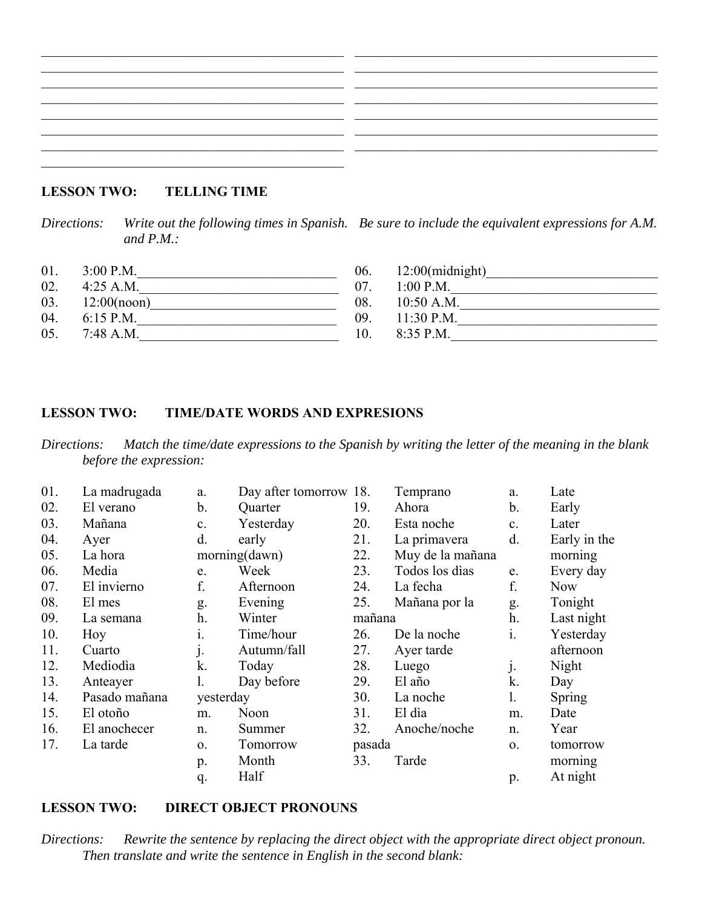\_\_\_\_\_\_\_\_\_\_\_\_\_\_\_\_\_\_\_\_\_\_\_\_\_\_\_\_\_\_\_\_\_\_\_\_\_\_\_\_ \_\_\_\_\_\_\_\_\_\_\_\_\_\_\_\_\_\_\_\_\_\_\_\_\_\_\_\_\_\_\_\_\_\_\_\_\_\_\_\_

**LESSON TWO: TELLING TIME**

*Directions: Write out the following times in Spanish. Be sure to include the equivalent expressions for A.M. and P.M.:*

01. 3:00 P.M.\_\_\_\_\_\_\_\_\_\_\_\_\_\_\_\_\_\_\_\_\_\_\_\_\_\_\_\_\_\_
02. 4:25 A.M.\_\_\_\_\_\_\_\_\_\_\_\_\_\_\_\_\_\_\_\_\_\_\_\_\_\_\_\_\_\_
03. 12:00(noon)\_\_\_\_\_\_\_\_\_\_\_\_\_\_\_\_\_\_\_\_\_\_\_\_\_\_\_\_
04. 6:15 P.M.\_\_\_\_\_\_\_\_\_\_\_\_\_\_\_\_\_\_\_\_\_\_\_\_\_\_\_\_\_\_
05. 7:48 A.M.\_\_\_\_\_\_\_\_\_\_\_\_\_\_\_\_\_\_\_\_\_\_\_\_\_\_\_\_\_\_
06. 12:00(midnight)\_\_\_\_\_\_\_\_\_\_\_\_\_\_\_\_\_\_\_\_\_\_\_\_\_\_
07. 1:00 P.M.\_\_\_\_\_\_\_\_\_\_\_\_\_\_\_\_\_\_\_\_\_\_\_\_\_\_\_\_\_\_
08. 10:50 A.M.\_\_\_\_\_\_\_\_\_\_\_\_\_\_\_\_\_\_\_\_\_\_\_\_\_\_\_\_\_
09. 11:30 P.M.\_\_\_\_\_\_\_\_\_\_\_\_\_\_\_\_\_\_\_\_\_\_\_\_\_\_\_\_\_
10. 8:35 P.M.\_\_\_\_\_\_\_\_\_\_\_\_\_\_\_\_\_\_\_\_\_\_\_\_\_\_\_\_\_\_

**LESSON TWO: TIME/DATE WORDS AND EXPRESIONS**

*Directions: Match the time/date expressions to the Spanish by writing the letter of the meaning in the blank before the expression:*

| | | | |
|---|---|---|---|
| 01. | La madrugada | a. | Day after tomorrow |
| 02. | El verano | b. | Quarter |
| 03. | Mañana | c. | Yesterday |
| 04. | Ayer | d. | early morning(dawn) |
| 05. | La hora | e. | Week |
| 06. | Media | f. | Afternoon |
| 07. | El invierno | g. | Evening |
| 08. | El mes | h. | Winter |
| 09. | La semana | i. | Time/hour |
| 10. | Hoy | j. | Autumn/fall |
| 11. | Cuarto | k. | Today |
| 12. | Mediodìa | l. | Day before yesterday |
| 13. | Anteayer | m. | Noon |
| 14. | Pasado mañana | n. | Summer |
| 15. | El otoño | o. | Tomorrow |
| 16. | El anochecer | p. | Month |
| 17. | La tarde | q. | Half |

| | | | |
|---|---|---|---|
| 18. | Temprano | a. | Late |
| 19. | Ahora | b. | Early |
| 20. | Esta noche | c. | Later |
| 21. | La primavera | d. | Early in the morning |
| 22. | Muy de la mañana | e. | Every day |
| 23. | Todos los dìas | f. | Now |
| 24. | La fecha | g. | Tonight |
| 25. | Mañana por la mañana | h. | Last night |
| 26. | De la noche | i. | Yesterday afternoon |
| 27. | Ayer tarde | j. | Night |
| 28. | Luego | k. | Day |
| 29. | El año | l. | Spring |
| 30. | La noche | m. | Date |
| 31. | El dìa | n. | Year |
| 32. | Anoche/noche pasada | o. | tomorrow morning |
| 33. | Tarde | p. | At night |

**LESSON TWO: DIRECT OBJECT PRONOUNS**

*Directions: Rewrite the sentence by replacing the direct object with the appropriate direct object pronoun. Then translate and write the sentence in English in the second blank:*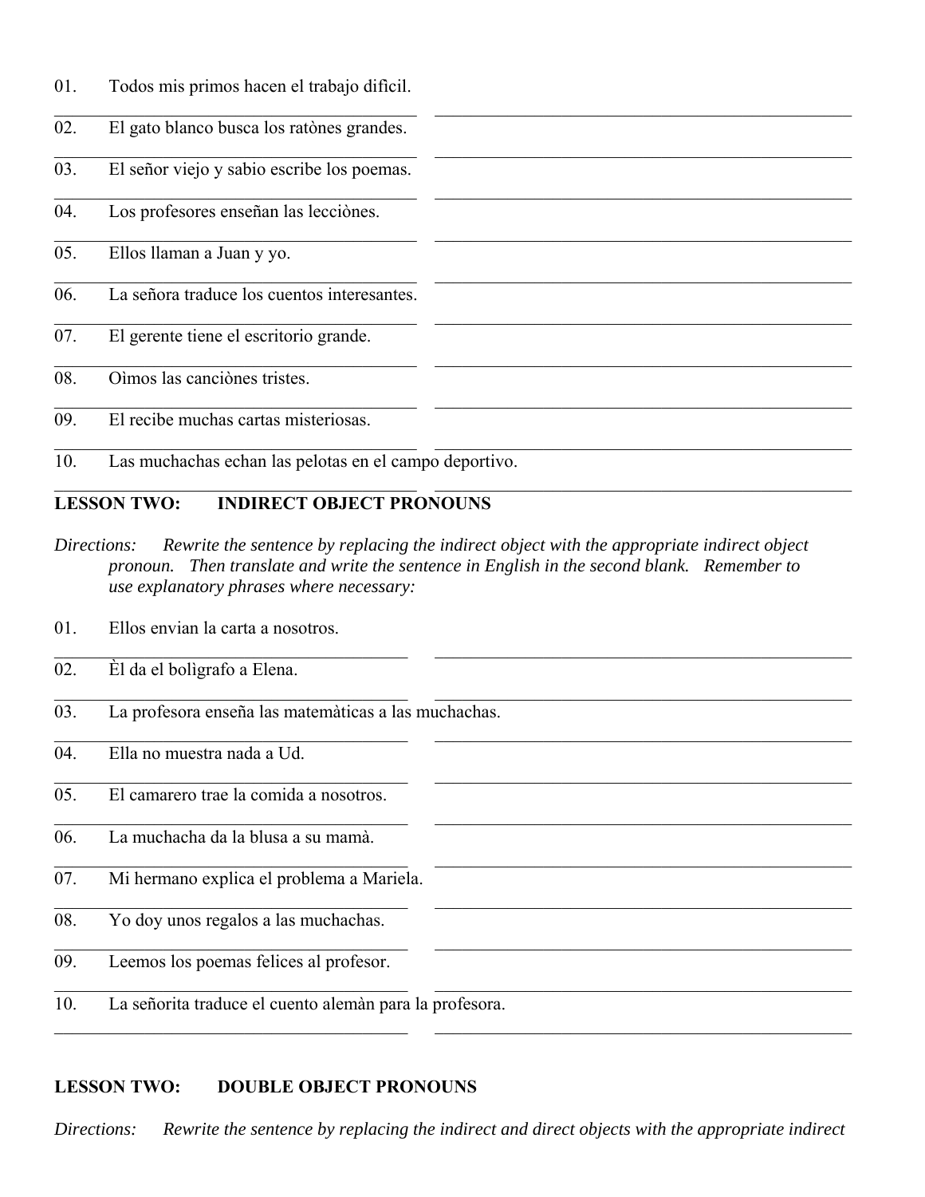01. Todos mis primos hacen el trabajo dificil.

_______________________________________ _______________________________________

02. El gato blanco busca los ratònes grandes.

_______________________________________ _______________________________________

03. El señor viejo y sabio escribe los poemas.

_______________________________________ _______________________________________

04. Los profesores enseñan las lecciònes.

_______________________________________ _______________________________________

05. Ellos llaman a Juan y yo.

_______________________________________ _______________________________________

06. La señora traduce los cuentos interesantes.

_______________________________________ _______________________________________

07. El gerente tiene el escritorio grande.

_______________________________________ _______________________________________

08. Oìmos las canciònes tristes.

_______________________________________ _______________________________________

09. El recibe muchas cartas misteriosas.

_______________________________________ _______________________________________

10. Las muchachas echan las pelotas en el campo deportivo.

_______________________________________ _______________________________________

## LESSON TWO: INDIRECT OBJECT PRONOUNS

*Directions: Rewrite the sentence by replacing the indirect object with the appropriate indirect object pronoun. Then translate and write the sentence in English in the second blank. Remember to use explanatory phrases where necessary:*

01. Ellos envian la carta a nosotros.

_______________________________________ _______________________________________

02. Èl da el bolìgrafo a Elena.

_______________________________________ _______________________________________

03. La profesora enseña las matemàticas a las muchachas.

_______________________________________ _______________________________________

04. Ella no muestra nada a Ud.

_______________________________________ _______________________________________

05. El camarero trae la comida a nosotros.

_______________________________________ _______________________________________

06. La muchacha da la blusa a su mamà.

_______________________________________ _______________________________________

07. Mi hermano explica el problema a Mariela.

_______________________________________ _______________________________________

08. Yo doy unos regalos a las muchachas.

_______________________________________ _______________________________________

09. Leemos los poemas felices al profesor.

_______________________________________ _______________________________________

10. La señorita traduce el cuento alemàn para la profesora.

_______________________________________ _______________________________________

## LESSON TWO: DOUBLE OBJECT PRONOUNS

*Directions: Rewrite the sentence by replacing the indirect and direct objects with the appropriate indirect*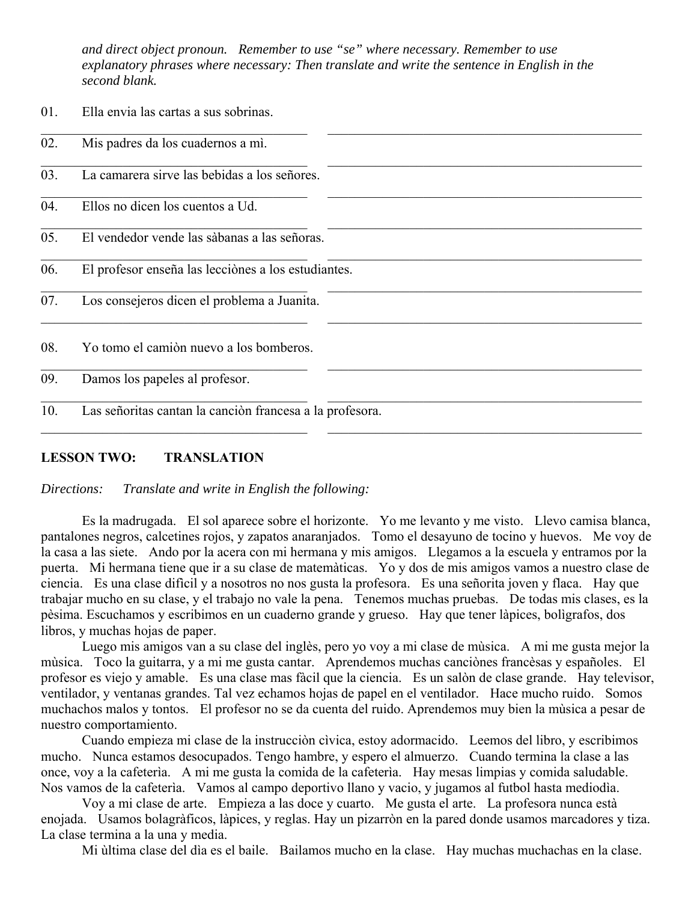*and direct object pronoun. Remember to use "se" where necessary. Remember to use explanatory phrases where necessary: Then translate and write the sentence in English in the second blank.*

01. Ella envia las cartas a sus sobrinas.

_______________________________________ _______________________________________________

02. Mis padres da los cuadernos a mì.

_______________________________________ _______________________________________________

03. La camarera sirve las bebidas a los señores.

_______________________________________ _______________________________________________

04. Ellos no dicen los cuentos a Ud.

_______________________________________ _______________________________________________

05. El vendedor vende las sàbanas a las señoras.

_______________________________________ _______________________________________________

06. El profesor enseña las lecciònes a los estudiantes.

_______________________________________ _______________________________________________

07. Los consejeros dicen el problema a Juanita.

_______________________________________ _______________________________________________

08. Yo tomo el camiòn nuevo a los bomberos.

_______________________________________ _______________________________________________

09. Damos los papeles al profesor.

_______________________________________ _______________________________________________

10. Las señoritas cantan la cançiòn francesa a la profesora.

_______________________________________ _______________________________________________

**LESSON TWO: TRANSLATION**

*Directions: Translate and write in English the following:*

Es la madrugada. El sol aparece sobre el horizonte. Yo me levanto y me visto. Llevo camisa blanca, pantalones negros, calcetines rojos, y zapatos anaranjados. Tomo el desayuno de tocino y huevos. Me voy de la casa a las siete. Ando por la acera con mi hermana y mis amigos. Llegamos a la escuela y entramos por la puerta. Mi hermana tiene que ir a su clase de matemàticas. Yo y dos de mis amigos vamos a nuestro clase de ciencia. Es una clase difìcil y a nosotros no nos gusta la profesora. Es una señorita joven y flaca. Hay que trabajar mucho en su clase, y el trabajo no vale la pena. Tenemos muchas pruebas. De todas mis clases, es la pèsima. Escuchamos y escribimos en un cuaderno grande y grueso. Hay que tener làpices, bolìgrafos, dos libros, y muchas hojas de paper.

Luego mis amigos van a su clase del inglès, pero yo voy a mi clase de mùsica. A mi me gusta mejor la mùsica. Toco la guitarra, y a mi me gusta cantar. Aprendemos muchas cancìones francèsas y españoles. El profesor es viejo y amable. Es una clase mas fàcil que la ciencia. Es un salòn de clase grande. Hay televisor, ventilador, y ventanas grandes. Tal vez echamos hojas de papel en el ventilador. Hace mucho ruido. Somos muchachos malos y tontos. El profesor no se da cuenta del ruido. Aprendemos muy bien la mùsica a pesar de nuestro comportamiento.

Cuando empieza mi clase de la instrucciòn cìvica, estoy adormacido. Leemos del libro, y escribimos mucho. Nunca estamos desocupados. Tengo hambre, y espero el almuerzo. Cuando termina la clase a las once, voy a la cafeterìa. A mi me gusta la comida de la cafeterìa. Hay mesas limpias y comida saludable. Nos vamos de la cafeterìa. Vamos al campo deportivo llano y vacio, y jugamos al futbol hasta mediodìa.

Voy a mi clase de arte. Empieza a las doce y cuarto. Me gusta el arte. La profesora nunca està enojada. Usamos bolagràficos, làpices, y reglas. Hay un pizarròn en la pared donde usamos marcadores y tiza. La clase termina a la una y media.

Mi ùltima clase del dìa es el baile. Bailamos mucho en la clase. Hay muchas muchachas en la clase.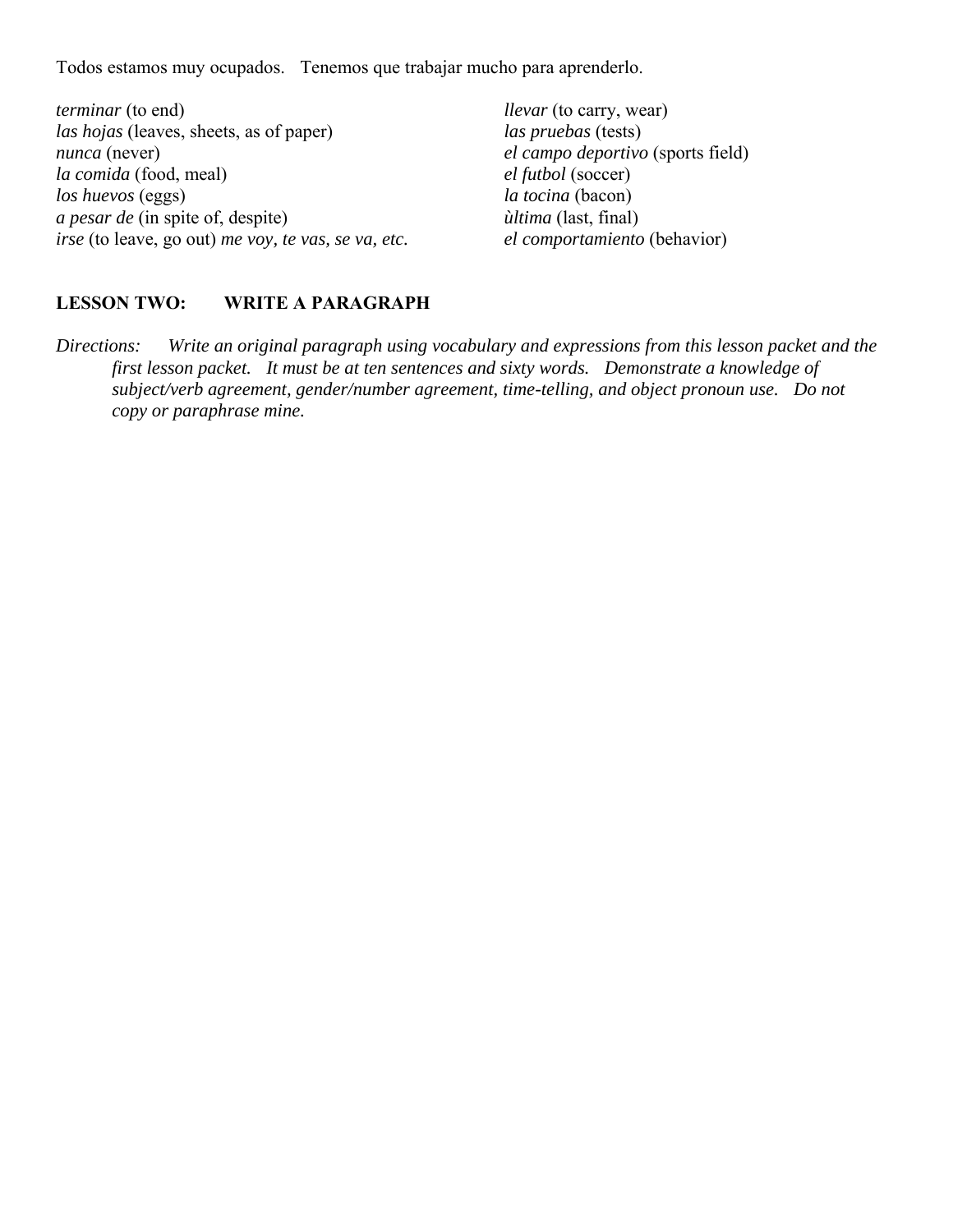Todos estamos muy ocupados. Tenemos que trabajar mucho para aprenderlo.

*terminar* (to end)
*las hojas* (leaves, sheets, as of paper)
*nunca* (never)
*la comida* (food, meal)
*los huevos* (eggs)
*a pesar de* (in spite of, despite)
*irse* (to leave, go out) *me voy, te vas, se va, etc.*

*llevar* (to carry, wear)
*las pruebas* (tests)
*el campo deportivo* (sports field)
*el futbol* (soccer)
*la tocina* (bacon)
*ùltima* (last, final)
*el comportamiento* (behavior)

## LESSON TWO: WRITE A PARAGRAPH

*Directions: Write an original paragraph using vocabulary and expressions from this lesson packet and the first lesson packet. It must be at ten sentences and sixty words. Demonstrate a knowledge of subject/verb agreement, gender/number agreement, time-telling, and object pronoun use. Do not copy or paraphrase mine.*